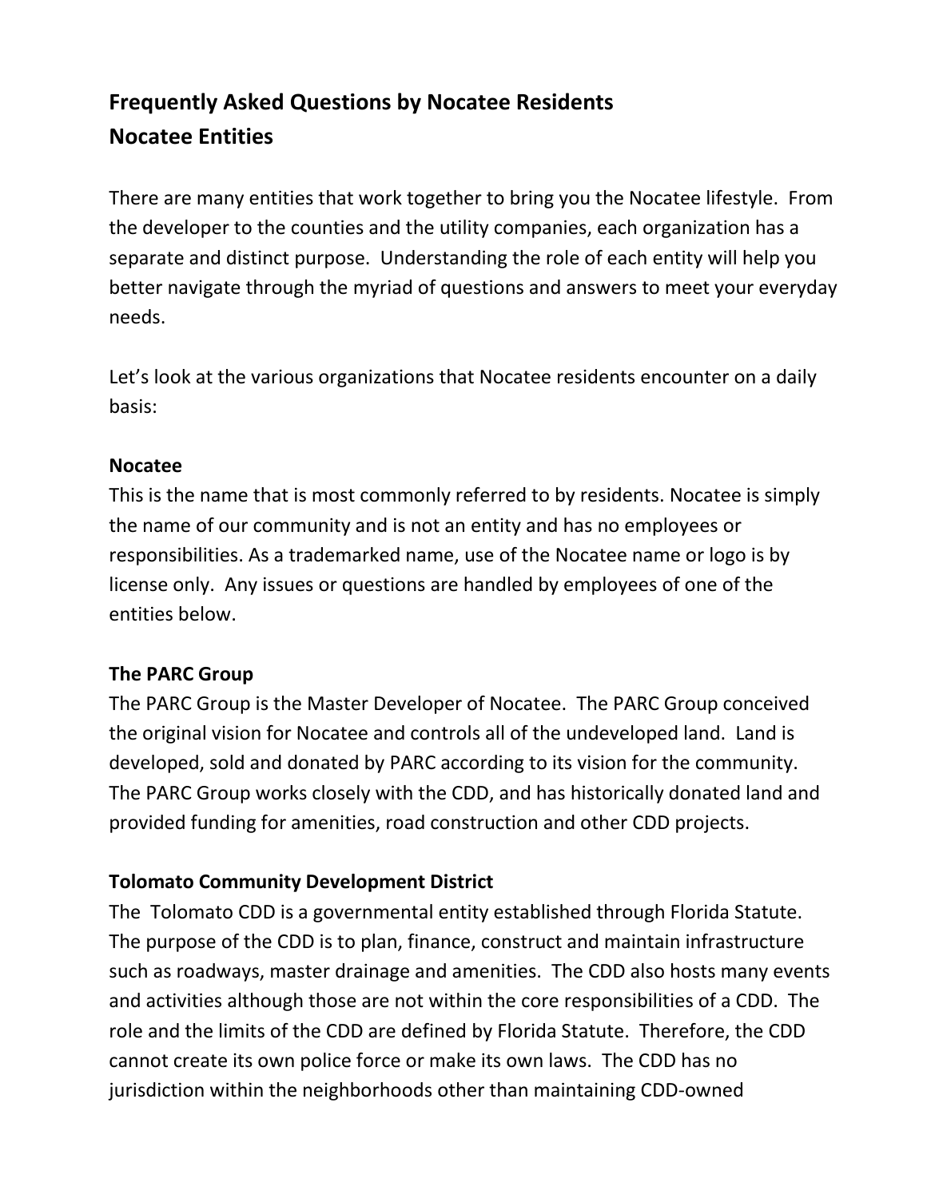# Frequently Asked Questions by Nocatee Residents
# Nocatee Entities

There are many entities that work together to bring you the Nocatee lifestyle. From the developer to the counties and the utility companies, each organization has a separate and distinct purpose. Understanding the role of each entity will help you better navigate through the myriad of questions and answers to meet your everyday needs.

Let's look at the various organizations that Nocatee residents encounter on a daily basis:

**Nocatee**
This is the name that is most commonly referred to by residents. Nocatee is simply the name of our community and is not an entity and has no employees or responsibilities. As a trademarked name, use of the Nocatee name or logo is by license only. Any issues or questions are handled by employees of one of the entities below.

**The PARC Group**
The PARC Group is the Master Developer of Nocatee. The PARC Group conceived the original vision for Nocatee and controls all of the undeveloped land. Land is developed, sold and donated by PARC according to its vision for the community. The PARC Group works closely with the CDD, and has historically donated land and provided funding for amenities, road construction and other CDD projects.

**Tolomato Community Development District**
The Tolomato CDD is a governmental entity established through Florida Statute. The purpose of the CDD is to plan, finance, construct and maintain infrastructure such as roadways, master drainage and amenities. The CDD also hosts many events and activities although those are not within the core responsibilities of a CDD. The role and the limits of the CDD are defined by Florida Statute. Therefore, the CDD cannot create its own police force or make its own laws. The CDD has no jurisdiction within the neighborhoods other than maintaining CDD-owned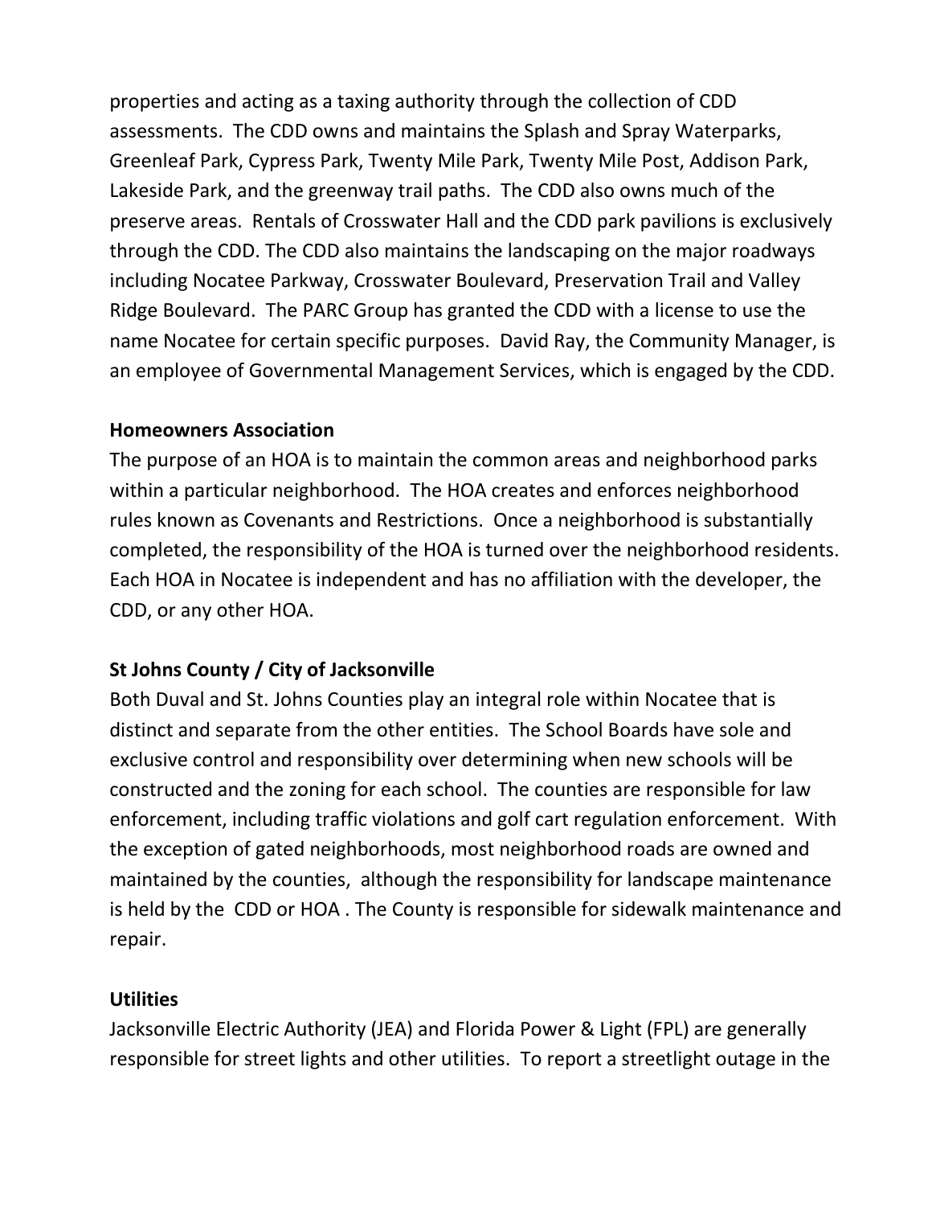properties and acting as a taxing authority through the collection of CDD assessments. The CDD owns and maintains the Splash and Spray Waterparks, Greenleaf Park, Cypress Park, Twenty Mile Park, Twenty Mile Post, Addison Park, Lakeside Park, and the greenway trail paths. The CDD also owns much of the preserve areas. Rentals of Crosswater Hall and the CDD park pavilions is exclusively through the CDD. The CDD also maintains the landscaping on the major roadways including Nocatee Parkway, Crosswater Boulevard, Preservation Trail and Valley Ridge Boulevard. The PARC Group has granted the CDD with a license to use the name Nocatee for certain specific purposes. David Ray, the Community Manager, is an employee of Governmental Management Services, which is engaged by the CDD.

**Homeowners Association**

The purpose of an HOA is to maintain the common areas and neighborhood parks within a particular neighborhood. The HOA creates and enforces neighborhood rules known as Covenants and Restrictions. Once a neighborhood is substantially completed, the responsibility of the HOA is turned over the neighborhood residents. Each HOA in Nocatee is independent and has no affiliation with the developer, the CDD, or any other HOA.

**St Johns County / City of Jacksonville**

Both Duval and St. Johns Counties play an integral role within Nocatee that is distinct and separate from the other entities. The School Boards have sole and exclusive control and responsibility over determining when new schools will be constructed and the zoning for each school. The counties are responsible for law enforcement, including traffic violations and golf cart regulation enforcement. With the exception of gated neighborhoods, most neighborhood roads are owned and maintained by the counties, although the responsibility for landscape maintenance is held by the CDD or HOA . The County is responsible for sidewalk maintenance and repair.

**Utilities**

Jacksonville Electric Authority (JEA) and Florida Power & Light (FPL) are generally responsible for street lights and other utilities. To report a streetlight outage in the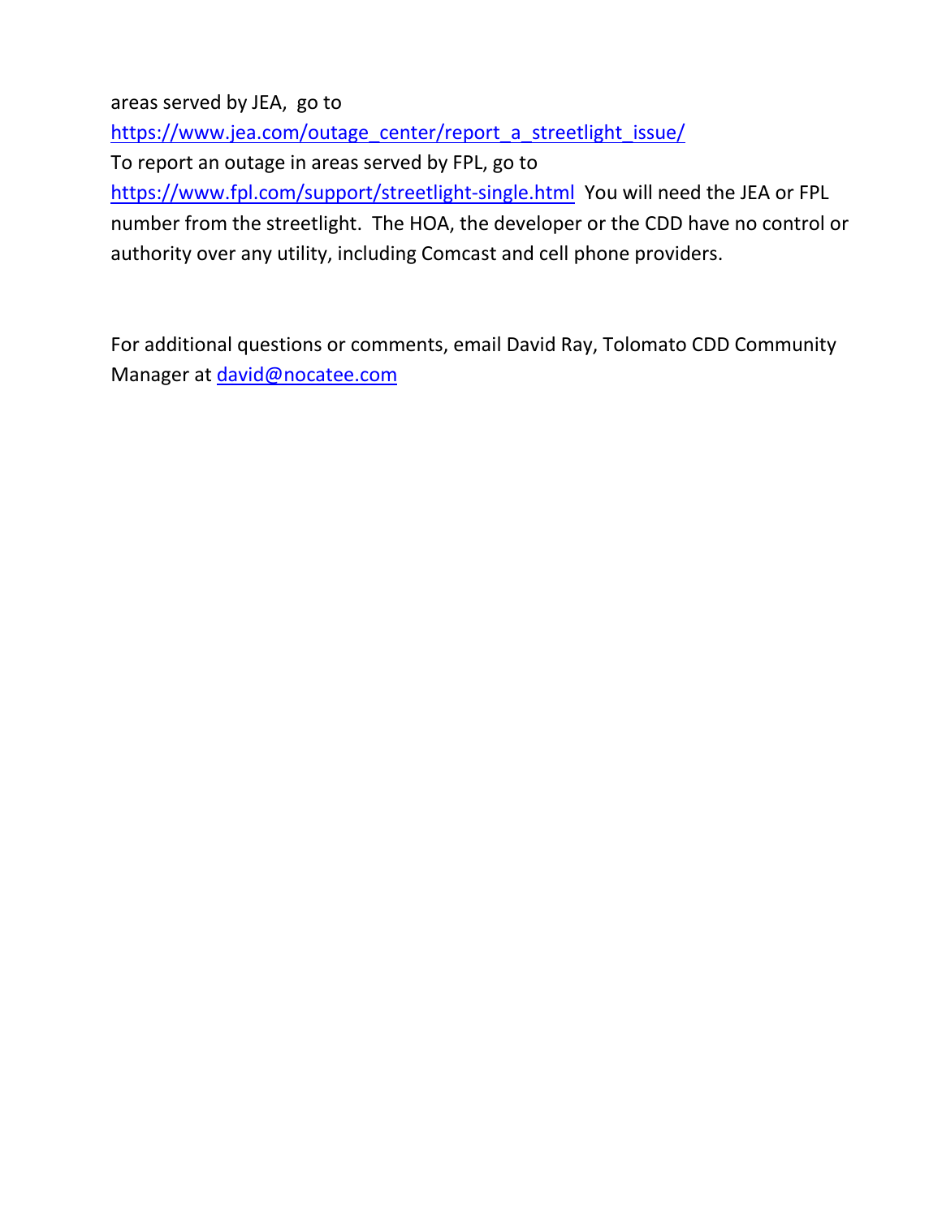areas served by JEA, go to https://www.jea.com/outage_center/report_a_streetlight_issue/
To report an outage in areas served by FPL, go to https://www.fpl.com/support/streetlight-single.html You will need the JEA or FPL number from the streetlight. The HOA, the developer or the CDD have no control or authority over any utility, including Comcast and cell phone providers.

For additional questions or comments, email David Ray, Tolomato CDD Community Manager at david@nocatee.com